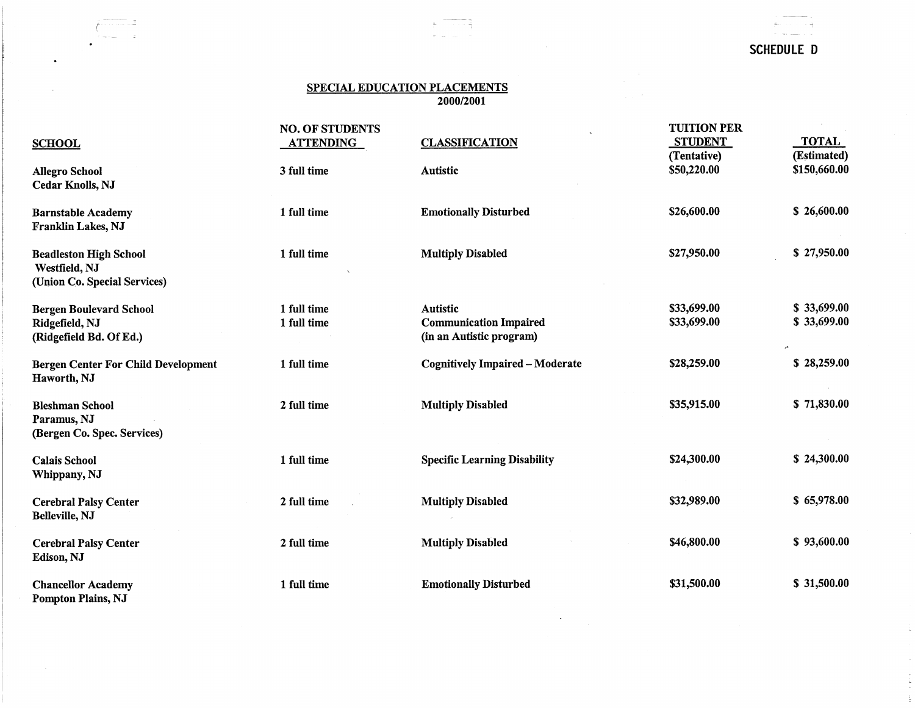SCHEDULE D

## SPECIAL EDUCATION PLACEMENTS
### 2000/2001

| SCHOOL | NO. OF STUDENTS ATTENDING | CLASSIFICATION | TUITION PER STUDENT (Tentative) | TOTAL (Estimated) |
|---|---|---|---|---|
| Allegro School<br>Cedar Knolls, NJ | 3 full time | Autistic | $50,220.00 | $150,660.00 |
| Barnstable Academy<br>Franklin Lakes, NJ | 1 full time | Emotionally Disturbed | $26,600.00 | $ 26,600.00 |
| Beadleston High School<br>Westfield, NJ<br>(Union Co. Special Services) | 1 full time | Multiply Disabled | $27,950.00 | $ 27,950.00 |
| Bergen Boulevard School<br>Ridgefield, NJ<br>(Ridgefield Bd. Of Ed.) | 1 full time<br>1 full time | Autistic<br>Communication Impaired<br>(in an Autistic program) | $33,699.00<br>$33,699.00 | $ 33,699.00<br>$ 33,699.00 |
| Bergen Center For Child Development<br>Haworth, NJ | 1 full time | Cognitively Impaired – Moderate | $28,259.00 | $ 28,259.00 |
| Bleshman School<br>Paramus, NJ<br>(Bergen Co. Spec. Services) | 2 full time | Multiply Disabled | $35,915.00 | $ 71,830.00 |
| Calais School<br>Whippany, NJ | 1 full time | Specific Learning Disability | $24,300.00 | $ 24,300.00 |
| Cerebral Palsy Center<br>Belleville, NJ | 2 full time | Multiply Disabled | $32,989.00 | $ 65,978.00 |
| Cerebral Palsy Center<br>Edison, NJ | 2 full time | Multiply Disabled | $46,800.00 | $ 93,600.00 |
| Chancellor Academy<br>Pompton Plains, NJ | 1 full time | Emotionally Disturbed | $31,500.00 | $ 31,500.00 |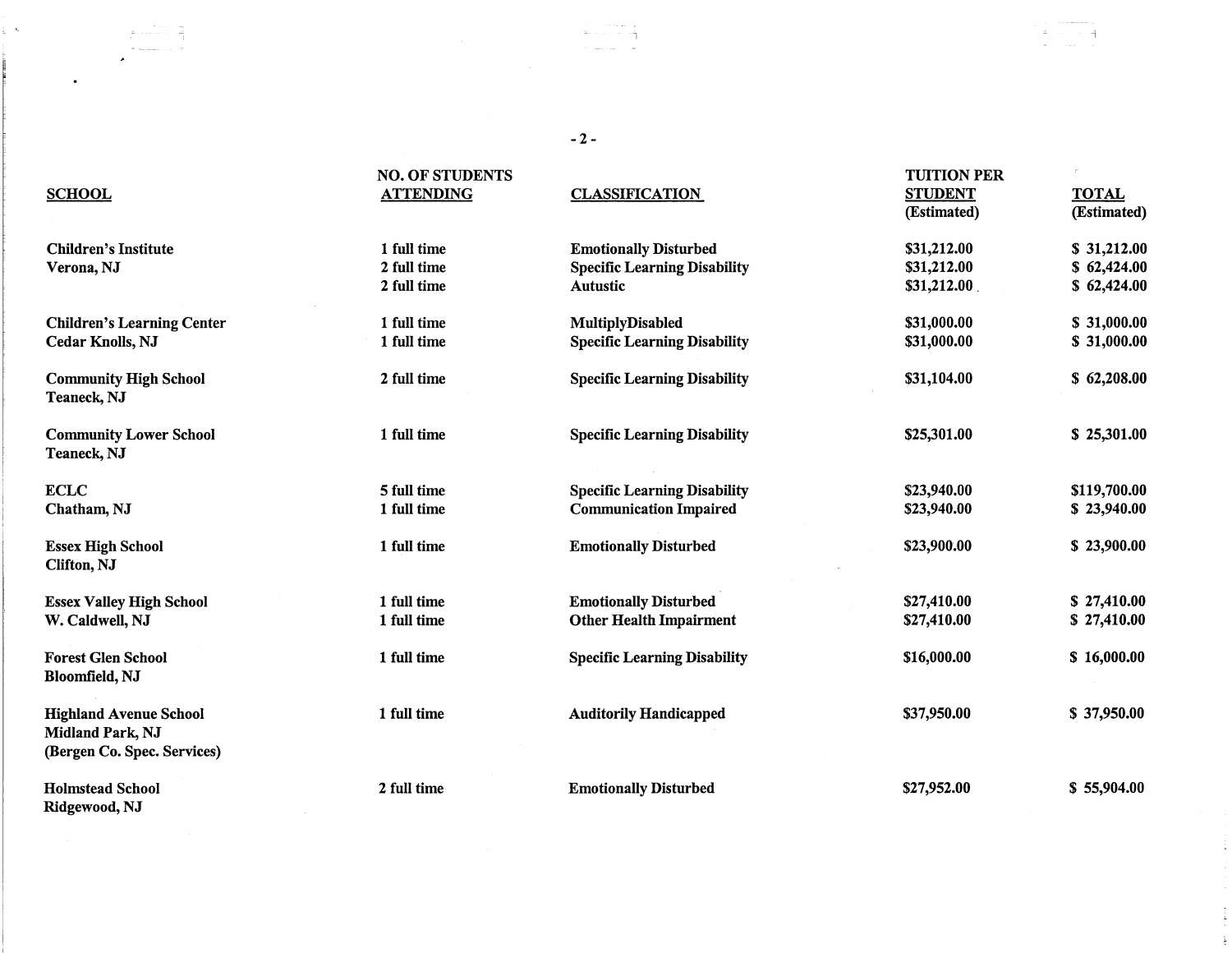| SCHOOL | NO. OF STUDENTS ATTENDING | CLASSIFICATION | TUITION PER STUDENT (Estimated) | TOTAL (Estimated) |
|---|---|---|---|---|
| **Children's Institute** Verona, NJ | 1 full time | Emotionally Disturbed | $31,212.00 | $ 31,212.00 |
| | 2 full time | Specific Learning Disability | $31,212.00 | $ 62,424.00 |
| | 2 full time | Autustic | $31,212.00 | $ 62,424.00 |
| **Children's Learning Center** Cedar Knolls, NJ | 1 full time | MultiplyDisabled | $31,000.00 | $ 31,000.00 |
| | 1 full time | Specific Learning Disability | $31,000.00 | $ 31,000.00 |
| **Community High School** Teaneck, NJ | 2 full time | Specific Learning Disability | $31,104.00 | $ 62,208.00 |
| **Community Lower School** Teaneck, NJ | 1 full time | Specific Learning Disability | $25,301.00 | $ 25,301.00 |
| **ECLC** Chatham, NJ | 5 full time | Specific Learning Disability | $23,940.00 | $119,700.00 |
| | 1 full time | Communication Impaired | $23,940.00 | $ 23,940.00 |
| **Essex High School** Clifton, NJ | 1 full time | Emotionally Disturbed | $23,900.00 | $ 23,900.00 |
| **Essex Valley High School** W. Caldwell, NJ | 1 full time | Emotionally Disturbed | $27,410.00 | $ 27,410.00 |
| | 1 full time | Other Health Impairment | $27,410.00 | $ 27,410.00 |
| **Forest Glen School** Bloomfield, NJ | 1 full time | Specific Learning Disability | $16,000.00 | $ 16,000.00 |
| **Highland Avenue School** Midland Park, NJ (Bergen Co. Spec. Services) | 1 full time | Auditorily Handicapped | $37,950.00 | $ 37,950.00 |
| **Holmstead School** Ridgewood, NJ | 2 full time | Emotionally Disturbed | $27,952.00 | $ 55,904.00 |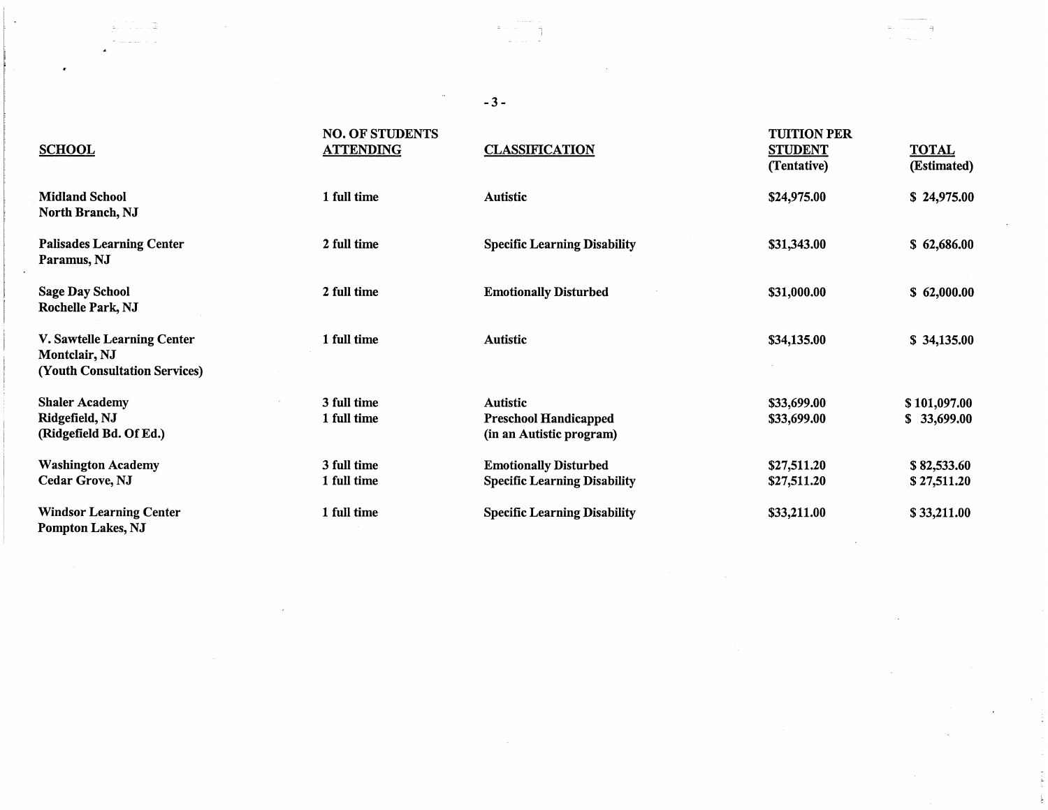| SCHOOL | NO. OF STUDENTS ATTENDING | CLASSIFICATION | TUITION PER STUDENT (Tentative) | TOTAL (Estimated) |
|---|---|---|---|---|
| **Midland School**<br>**North Branch, NJ** | **1 full time** | **Autistic** | **$24,975.00** | **$ 24,975.00** |
| **Palisades Learning Center**<br>**Paramus, NJ** | **2 full time** | **Specific Learning Disability** | **$31,343.00** | **$ 62,686.00** |
| **Sage Day School**<br>**Rochelle Park, NJ** | **2 full time** | **Emotionally Disturbed** | **$31,000.00** | **$ 62,000.00** |
| **V. Sawtelle Learning Center**<br>**Montclair, NJ**<br>**(Youth Consultation Services)** | **1 full time** | **Autistic** | **$34,135.00** | **$ 34,135.00** |
| **Shaler Academy**<br>**Ridgefield, NJ**<br>**(Ridgefield Bd. Of Ed.)** | **3 full time**<br>**1 full time** | **Autistic**<br>**Preschool Handicapped**<br>**(in an Autistic program)** | **$33,699.00**<br>**$33,699.00** | **$ 101,097.00**<br>**$ 33,699.00** |
| **Washington Academy**<br>**Cedar Grove, NJ** | **3 full time**<br>**1 full time** | **Emotionally Disturbed**<br>**Specific Learning Disability** | **$27,511.20**<br>**$27,511.20** | **$ 82,533.60**<br>**$ 27,511.20** |
| **Windsor Learning Center**<br>**Pompton Lakes, NJ** | **1 full time** | **Specific Learning Disability** | **$33,211.00** | **$ 33,211.00** |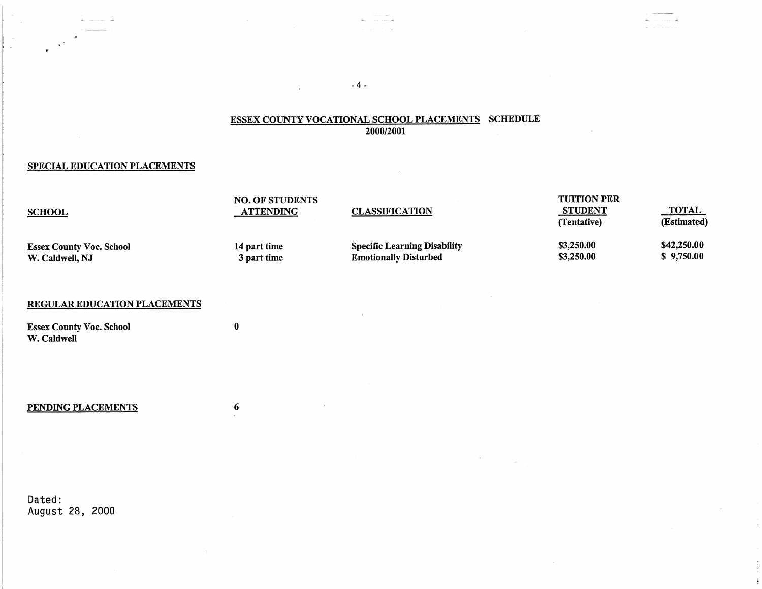## ESSEX COUNTY VOCATIONAL SCHOOL PLACEMENTS SCHEDULE
**2000/2001**

**SPECIAL EDUCATION PLACEMENTS**

| SCHOOL | NO. OF STUDENTS ATTENDING | CLASSIFICATION | TUITION PER STUDENT (Tentative) | TOTAL (Estimated) |
|---|---|---|---|---|
| Essex County Voc. School | 14 part time | Specific Learning Disability | $3,250.00 | $42,250.00 |
| W. Caldwell, NJ | 3 part time | Emotionally Disturbed | $3,250.00 | $ 9,750.00 |

**REGULAR EDUCATION PLACEMENTS**

| | | |
|---|---|---|
| **Essex County Voc. School W. Caldwell** | **0** | |
| **PENDING PLACEMENTS** | **6** | |

Dated:
August 28, 2000